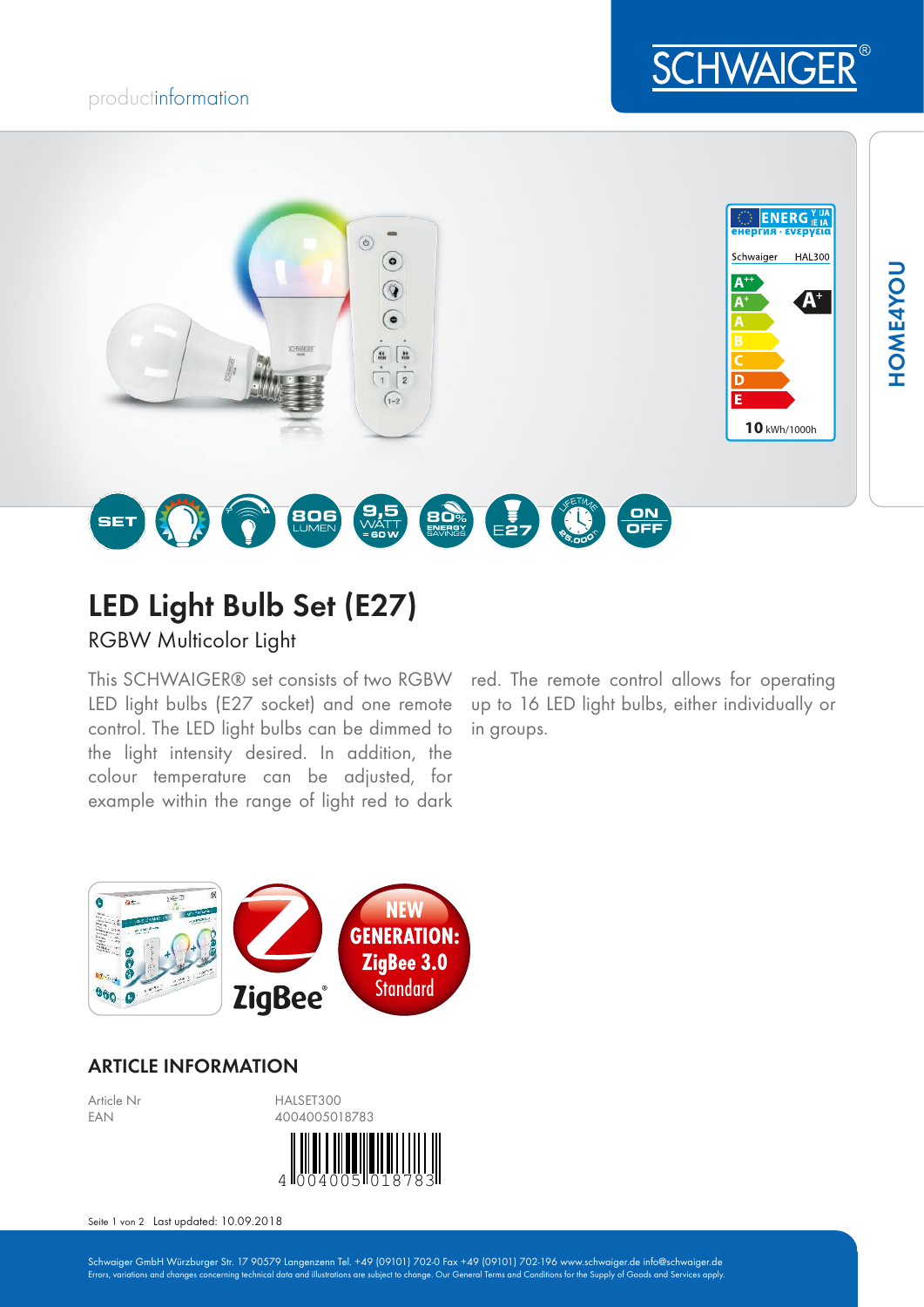productinformation

# LED Light Bulb Set (E27)

## RGBW Multicolor Light

This SCHWAIGER® set consists of two RGBW LED light bulbs (E27 socket) and one remote control. The LED light bulbs can be dimmed to the light intensity desired. In addition, the colour temperature can be adjusted, for example within the range of light red to dark red. The remote control allows for operating up to 16 LED light bulbs, either individually or in groups.

## ARTICLE INFORMATION

| | |
|---|---|
| Article Nr | HALSET300 |
| EAN | 4004005018783 |

Last updated: 10.09.2018

Schwaiger GmbH Würzburger Str. 17 90579 Langenzenn Tel. +49 (09101) 702-0 Fax +49 (09101) 702-196 www.schwaiger.de info@schwaiger.de
Errors, variations and changes concerning technical data and illustrations are subject to change. Our General Terms and Conditions for the Supply of Goods and Services apply.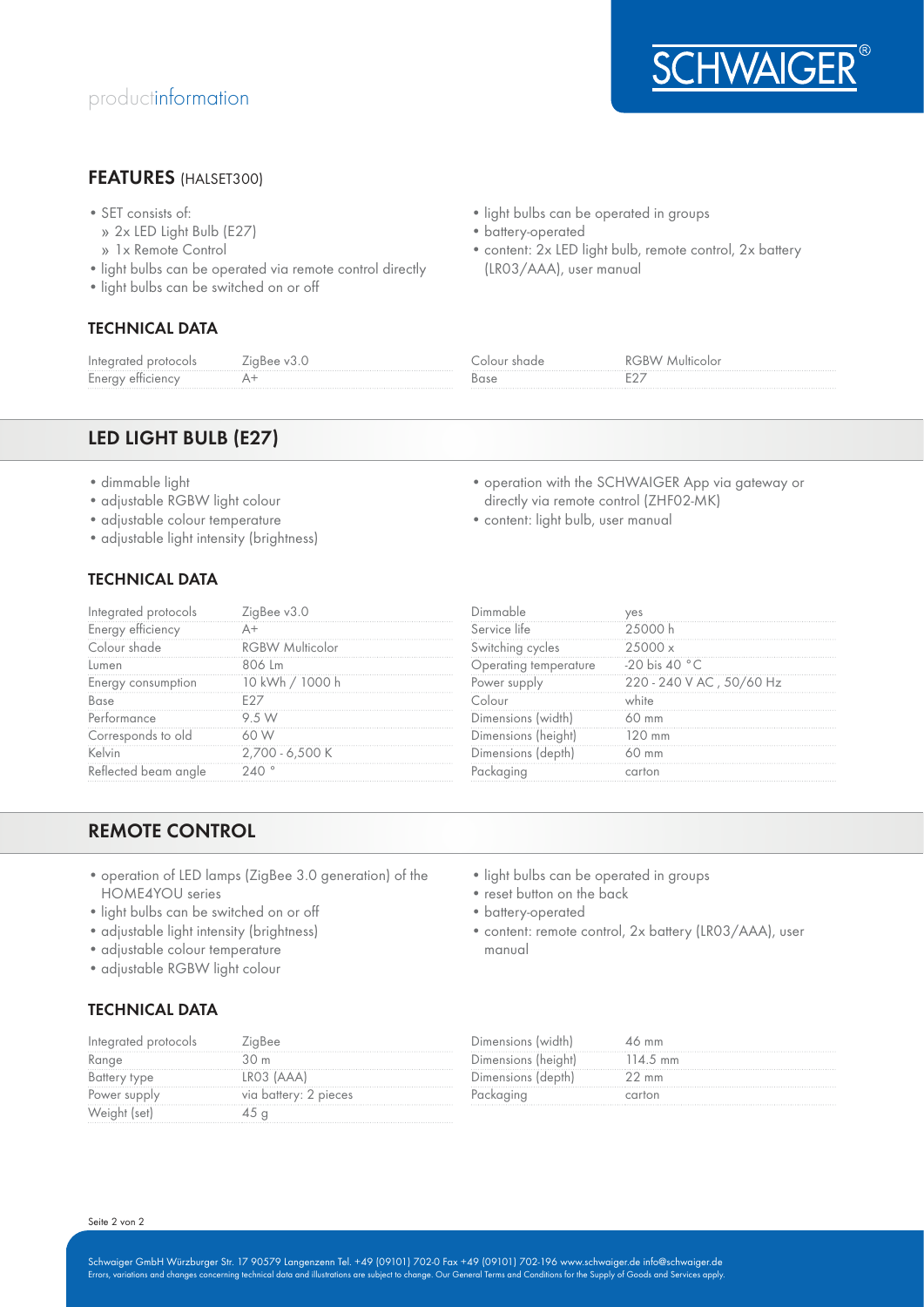## FEATURES (HALSET300)

- SET consists of:
  - 2x LED Light Bulb (E27)
  - 1x Remote Control
- light bulbs can be operated via remote control directly
- light bulbs can be switched on or off
- light bulbs can be operated in groups
- battery-operated
- content: 2x LED light bulb, remote control, 2x battery (LR03/AAA), user manual

### TECHNICAL DATA

| | | | |
|---|---|---|---|
| Integrated protocols | ZigBee v3.0 | Colour shade | RGBW Multicolor |
| Energy efficiency | A+ | Base | E27 |

## LED LIGHT BULB (E27)

- dimmable light
- adjustable RGBW light colour
- adjustable colour temperature
- adjustable light intensity (brightness)
- operation with the SCHWAIGER App via gateway or directly via remote control (ZHF02-MK)
- content: light bulb, user manual

### TECHNICAL DATA

| | | | |
|---|---|---|---|
| Integrated protocols | ZigBee v3.0 | Dimmable | yes |
| Energy efficiency | A+ | Service life | 25000 h |
| Colour shade | RGBW Multicolor | Switching cycles | 25000 x |
| Lumen | 806 Lm | Operating temperature | -20 bis 40 °C |
| Energy consumption | 10 kWh / 1000 h | Power supply | 220 - 240 V AC , 50/60 Hz |
| Base | E27 | Colour | white |
| Performance | 9.5 W | Dimensions (width) | 60 mm |
| Corresponds to old | 60 W | Dimensions (height) | 120 mm |
| Kelvin | 2,700 - 6,500 K | Dimensions (depth) | 60 mm |
| Reflected beam angle | 240 ° | Packaging | carton |

## REMOTE CONTROL

- operation of LED lamps (ZigBee 3.0 generation) of the HOME4YOU series
- light bulbs can be switched on or off
- adjustable light intensity (brightness)
- adjustable colour temperature
- adjustable RGBW light colour
- light bulbs can be operated in groups
- reset button on the back
- battery-operated
- content: remote control, 2x battery (LR03/AAA), user manual

### TECHNICAL DATA

| | | | |
|---|---|---|---|
| Integrated protocols | ZigBee | Dimensions (width) | 46 mm |
| Range | 30 m | Dimensions (height) | 114.5 mm |
| Battery type | LR03 (AAA) | Dimensions (depth) | 22 mm |
| Power supply | via battery: 2 pieces | Packaging | carton |
| Weight (set) | 45 g | | |

Schwaiger GmbH Würzburger Str. 17 90579 Langenzenn Tel. +49 (09101) 702-0 Fax +49 (09101) 702-196 www.schwaiger.de info@schwaiger.de
Errors, variations and changes concerning technical data and illustrations are subject to change. Our General Terms and Conditions for the Supply of Goods and Services apply.